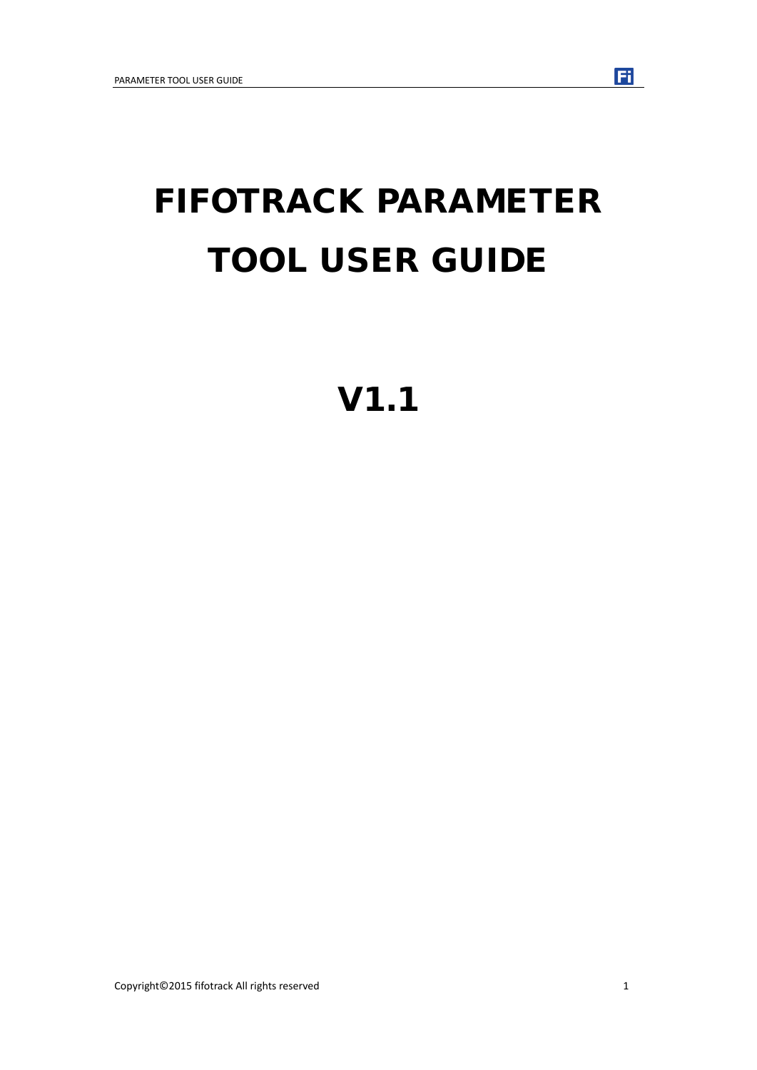# FIFOTRACK PARAMETER TOOL USER GUIDE

## V1.1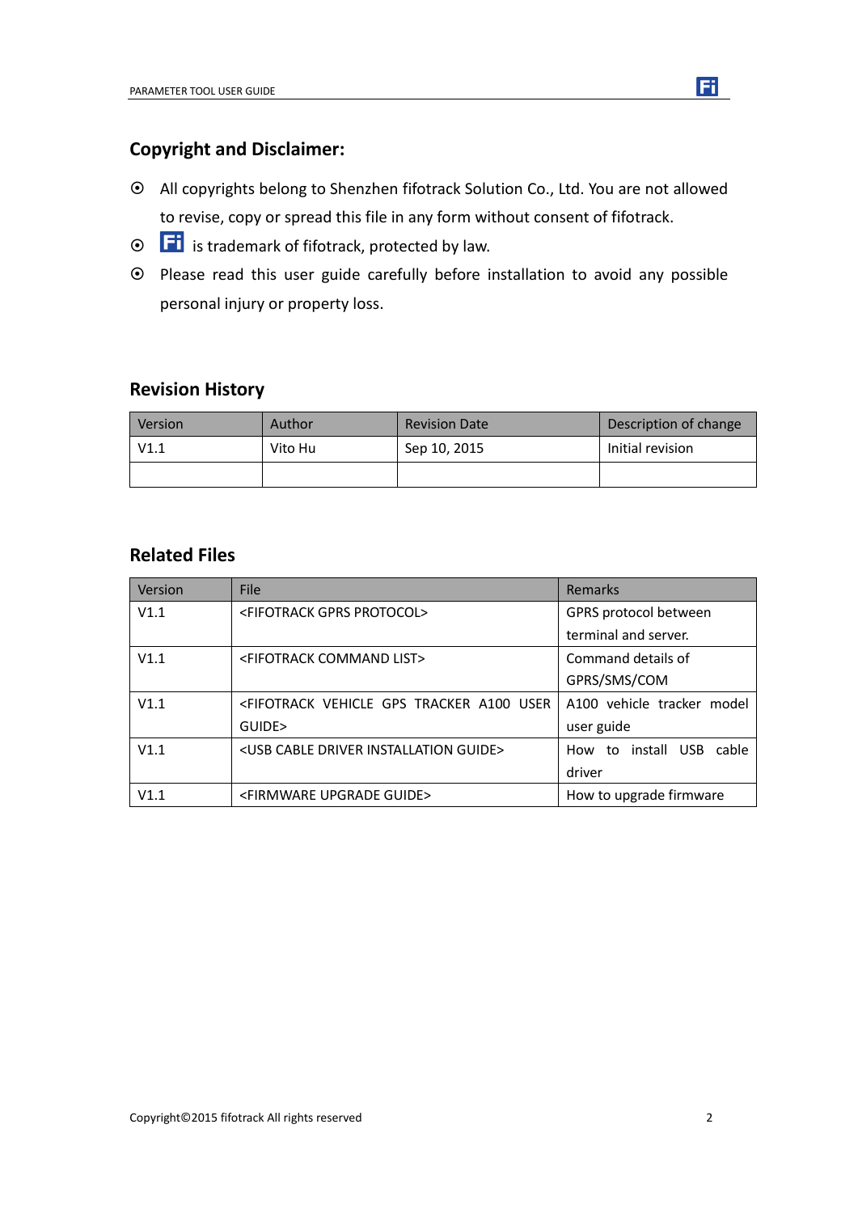## Copyright and Disclaimer:

- All copyrights belong to Shenzhen fifotrack Solution Co., Ltd. You are not allowed to revise, copy or spread this file in any form without consent of fifotrack.
- Fi is trademark of fifotrack, protected by law.
- Please read this user guide carefully before installation to avoid any possible personal injury or property loss.

## Revision History

| Version | Author | Revision Date | Description of change |
|---|---|---|---|
| V1.1 | Vito Hu | Sep 10, 2015 | Initial revision |
| | | | |

## Related Files

| Version | File | Remarks |
|---|---|---|
| V1.1 | <FIFOTRACK GPRS PROTOCOL> | GPRS protocol between terminal and server. |
| V1.1 | <FIFOTRACK COMMAND LIST> | Command details of GPRS/SMS/COM |
| V1.1 | <FIFOTRACK VEHICLE GPS TRACKER A100 USER GUIDE> | A100 vehicle tracker model user guide |
| V1.1 | <USB CABLE DRIVER INSTALLATION GUIDE> | How to install USB cable driver |
| V1.1 | <FIRMWARE UPGRADE GUIDE> | How to upgrade firmware |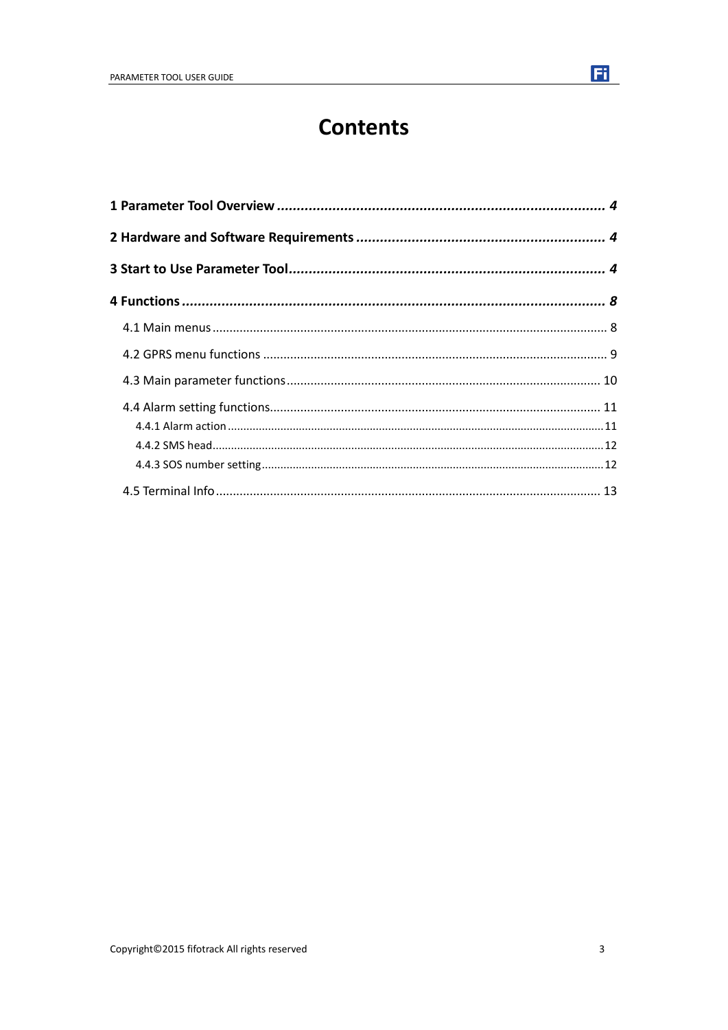# Contents

**1 Parameter Tool Overview** ........ *4*

**2 Hardware and Software Requirements** ........ *4*

**3 Start to Use Parameter Tool** ........ *4*

**4 Functions** ........ *8*

- 4.1 Main menus ........ 8
- 4.2 GPRS menu functions ........ 9
- 4.3 Main parameter functions ........ 10
- 4.4 Alarm setting functions ........ 11
  - 4.4.1 Alarm action ........ 11
  - 4.4.2 SMS head ........ 12
  - 4.4.3 SOS number setting ........ 12
- 4.5 Terminal Info ........ 13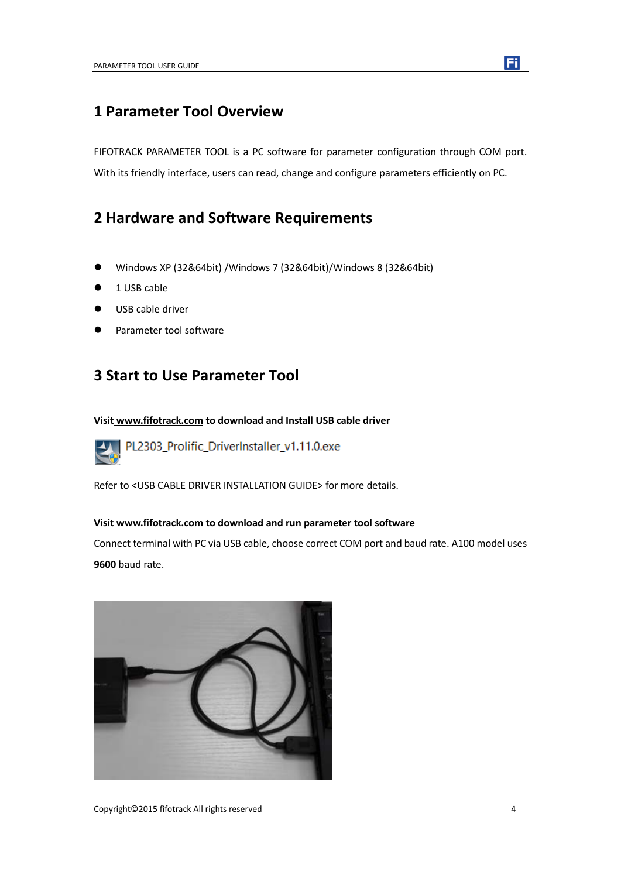# 1 Parameter Tool Overview

FIFOTRACK PARAMETER TOOL is a PC software for parameter configuration through COM port. With its friendly interface, users can read, change and configure parameters efficiently on PC.

# 2 Hardware and Software Requirements

- Windows XP (32&64bit) /Windows 7 (32&64bit)/Windows 8 (32&64bit)
- 1 USB cable
- USB cable driver
- Parameter tool software

# 3 Start to Use Parameter Tool

**Visit www.fifotrack.com to download and Install USB cable driver**

PL2303_Prolific_DriverInstaller_v1.11.0.exe

Refer to <USB CABLE DRIVER INSTALLATION GUIDE> for more details.

**Visit www.fifotrack.com to download and run parameter tool software**

Connect terminal with PC via USB cable, choose correct COM port and baud rate. A100 model uses **9600** baud rate.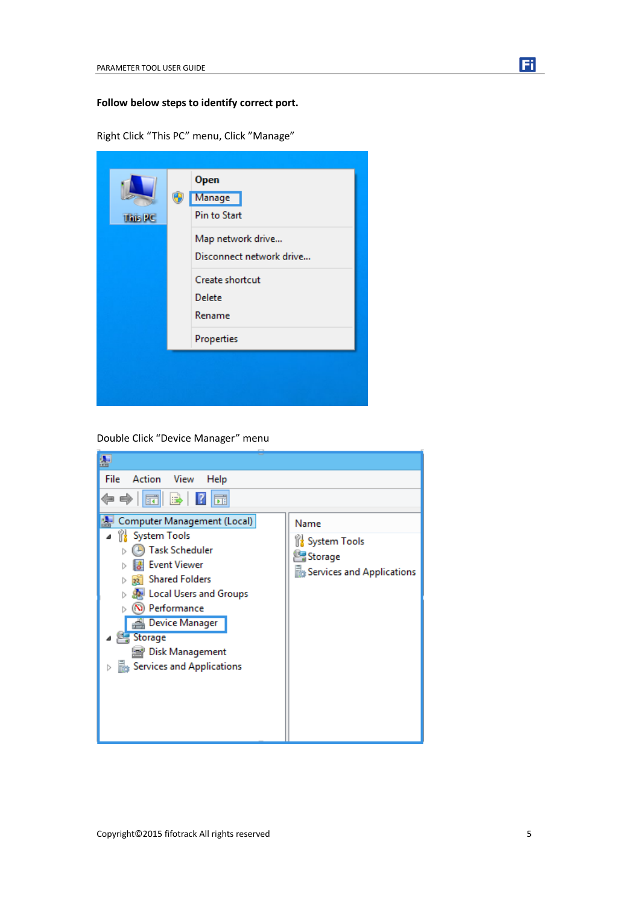**Follow below steps to identify correct port.**

Right Click “This PC” menu, Click ”Manage”

Double Click “Device Manager” menu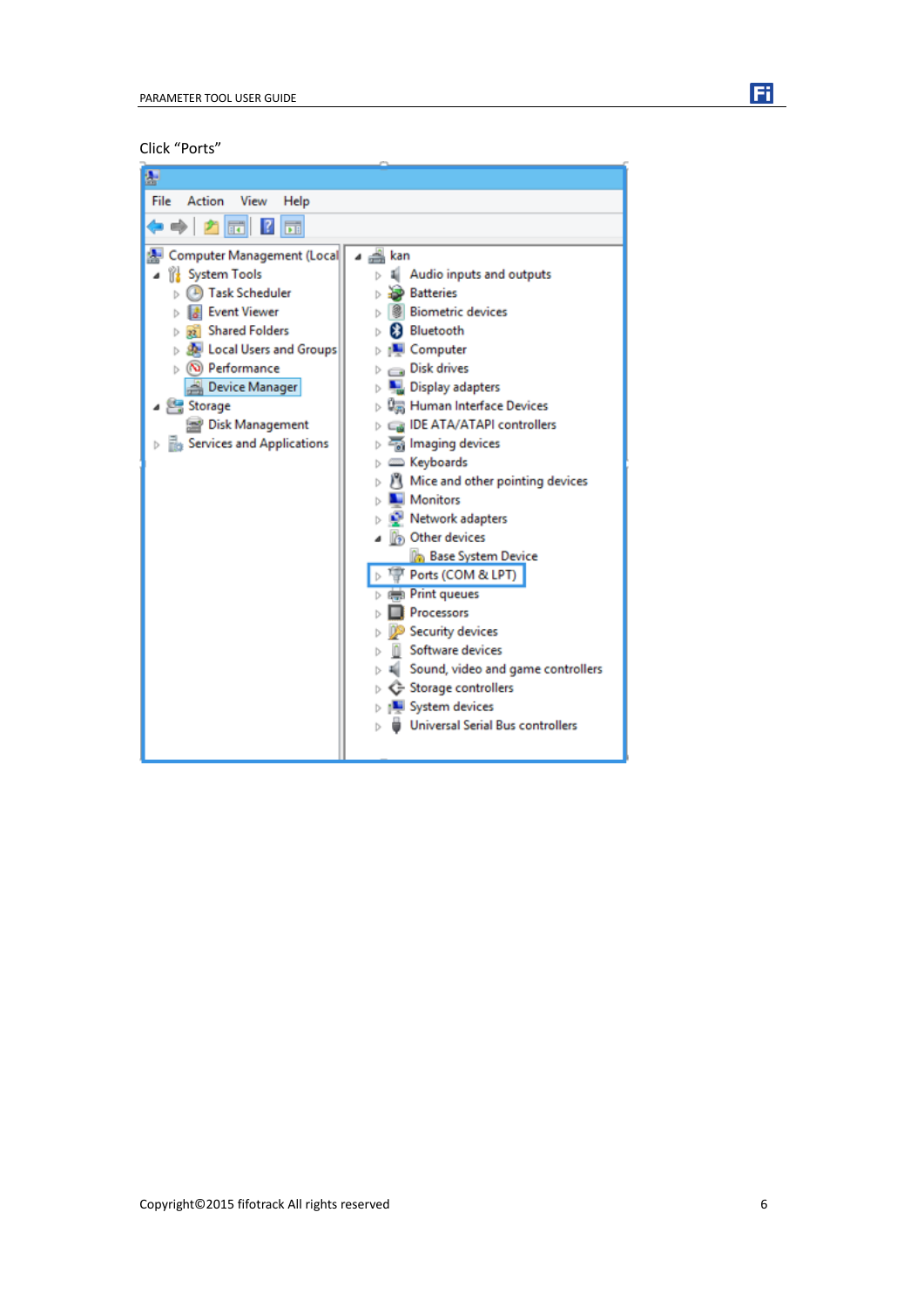Click “Ports”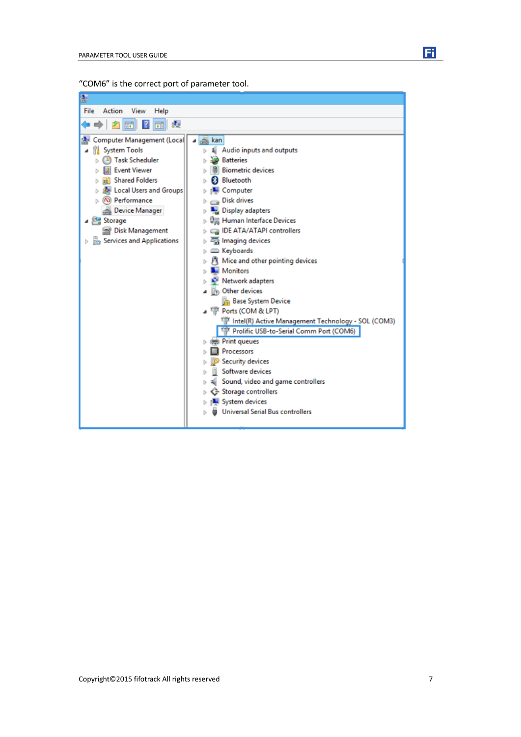"COM6" is the correct port of parameter tool.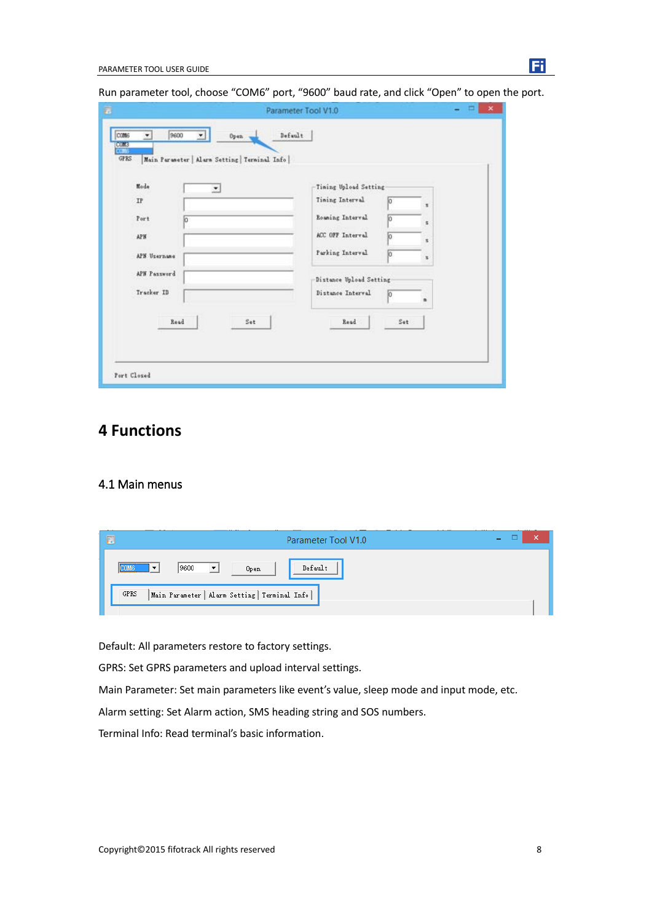Run parameter tool, choose "COM6" port, "9600" baud rate, and click "Open" to open the port.

# 4 Functions

## 4.1 Main menus

Default: All parameters restore to factory settings.

GPRS: Set GPRS parameters and upload interval settings.

Main Parameter: Set main parameters like event's value, sleep mode and input mode, etc.

Alarm setting: Set Alarm action, SMS heading string and SOS numbers.

Terminal Info: Read terminal's basic information.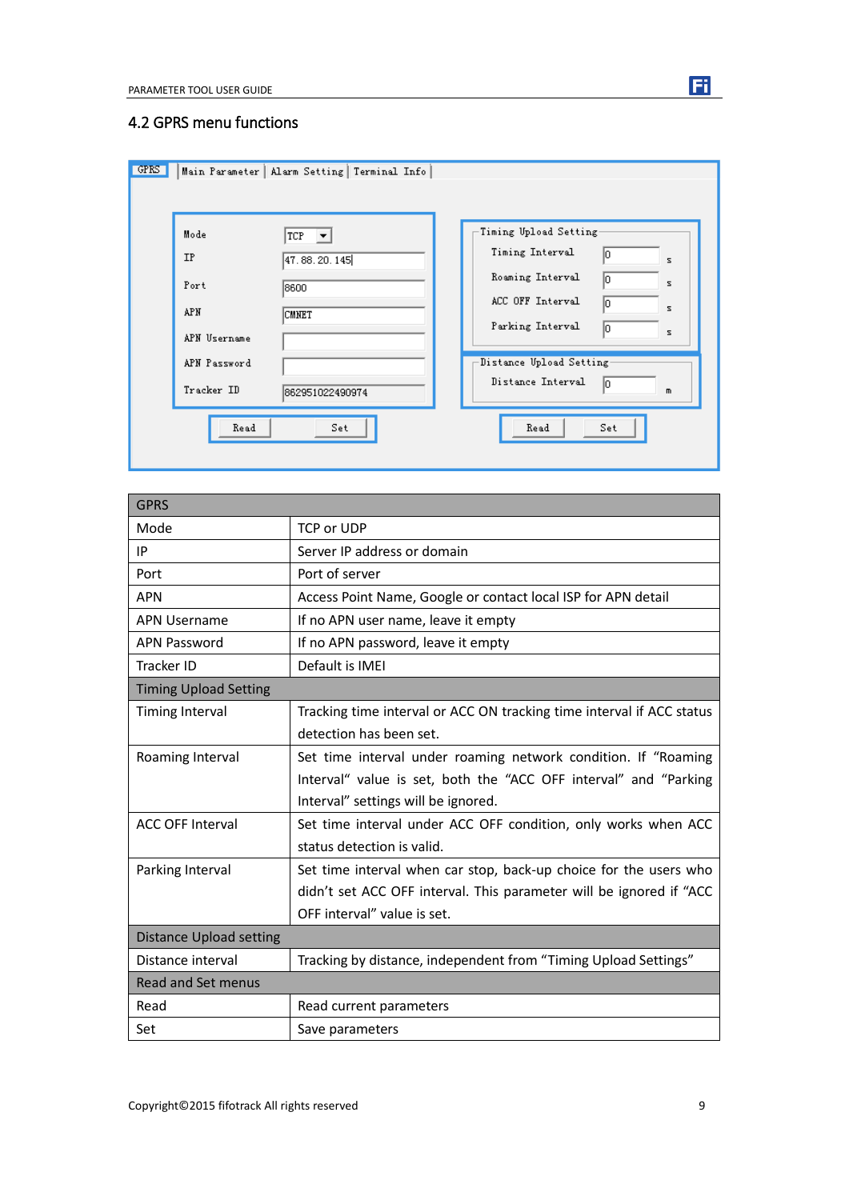## 4.2 GPRS menu functions

| GPRS | |
|---|---|
| Mode | TCP or UDP |
| IP | Server IP address or domain |
| Port | Port of server |
| APN | Access Point Name, Google or contact local ISP for APN detail |
| APN Username | If no APN user name, leave it empty |
| APN Password | If no APN password, leave it empty |
| Tracker ID | Default is IMEI |
| **Timing Upload Setting** | |
| Timing Interval | Tracking time interval or ACC ON tracking time interval if ACC status detection has been set. |
| Roaming Interval | Set time interval under roaming network condition. If “Roaming Interval“ value is set, both the “ACC OFF interval” and “Parking Interval” settings will be ignored. |
| ACC OFF Interval | Set time interval under ACC OFF condition, only works when ACC status detection is valid. |
| Parking Interval | Set time interval when car stop, back-up choice for the users who didn’t set ACC OFF interval. This parameter will be ignored if “ACC OFF interval” value is set. |
| **Distance Upload setting** | |
| Distance interval | Tracking by distance, independent from “Timing Upload Settings” |
| **Read and Set menus** | |
| Read | Read current parameters |
| Set | Save parameters |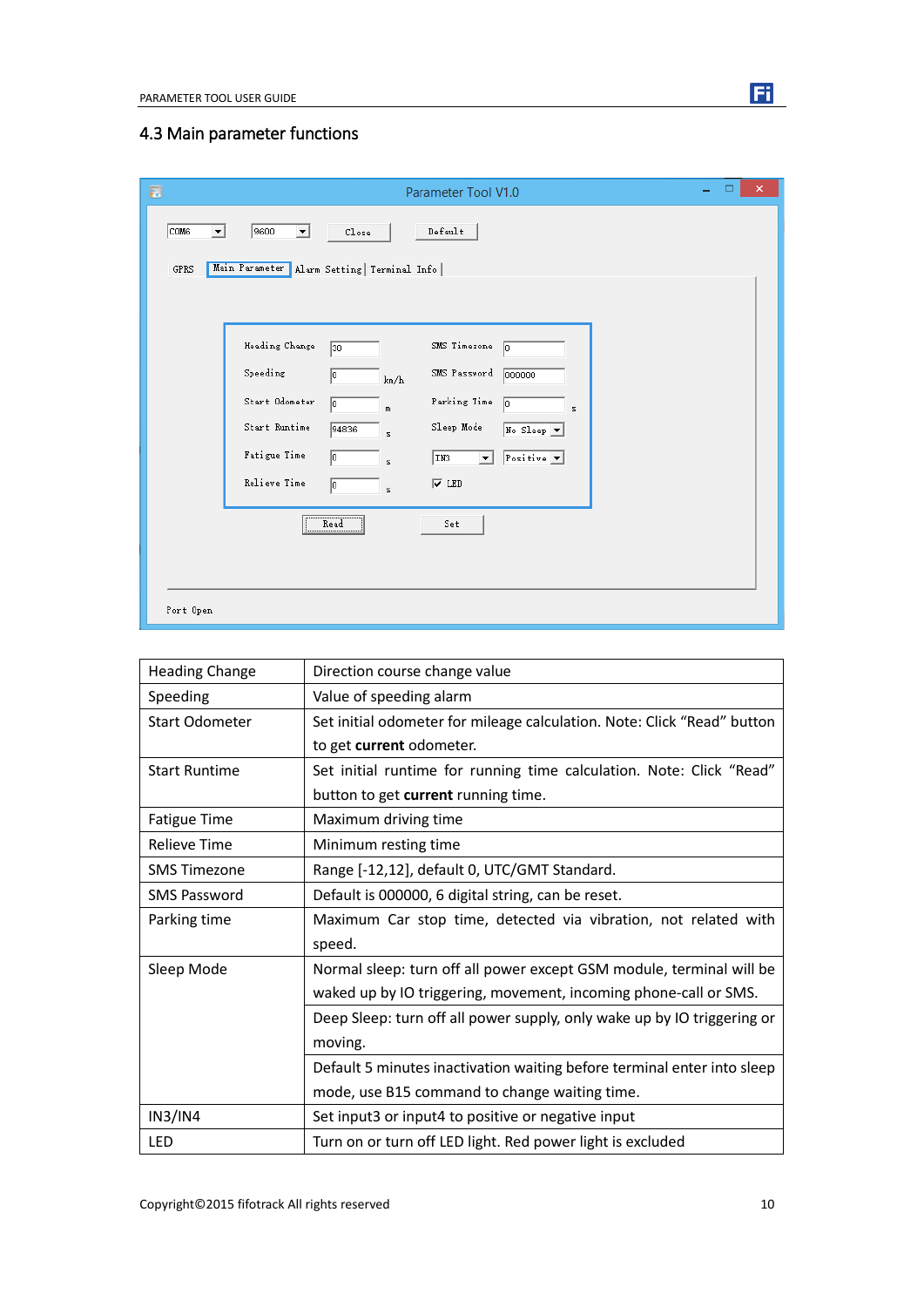## 4.3 Main parameter functions

| Heading Change | Direction course change value |
|---|---|
| Speeding | Value of speeding alarm |
| Start Odometer | Set initial odometer for mileage calculation. Note: Click “Read” button to get **current** odometer. |
| Start Runtime | Set initial runtime for running time calculation. Note: Click “Read” button to get **current** running time. |
| Fatigue Time | Maximum driving time |
| Relieve Time | Minimum resting time |
| SMS Timezone | Range [-12,12], default 0, UTC/GMT Standard. |
| SMS Password | Default is 000000, 6 digital string, can be reset. |
| Parking time | Maximum Car stop time, detected via vibration, not related with speed. |
| Sleep Mode | Normal sleep: turn off all power except GSM module, terminal will be waked up by IO triggering, movement, incoming phone-call or SMS. |
| | Deep Sleep: turn off all power supply, only wake up by IO triggering or moving. |
| | Default 5 minutes inactivation waiting before terminal enter into sleep mode, use B15 command to change waiting time. |
| IN3/IN4 | Set input3 or input4 to positive or negative input |
| LED | Turn on or turn off LED light. Red power light is excluded |

Copyright©2015 fifotrack All rights reserved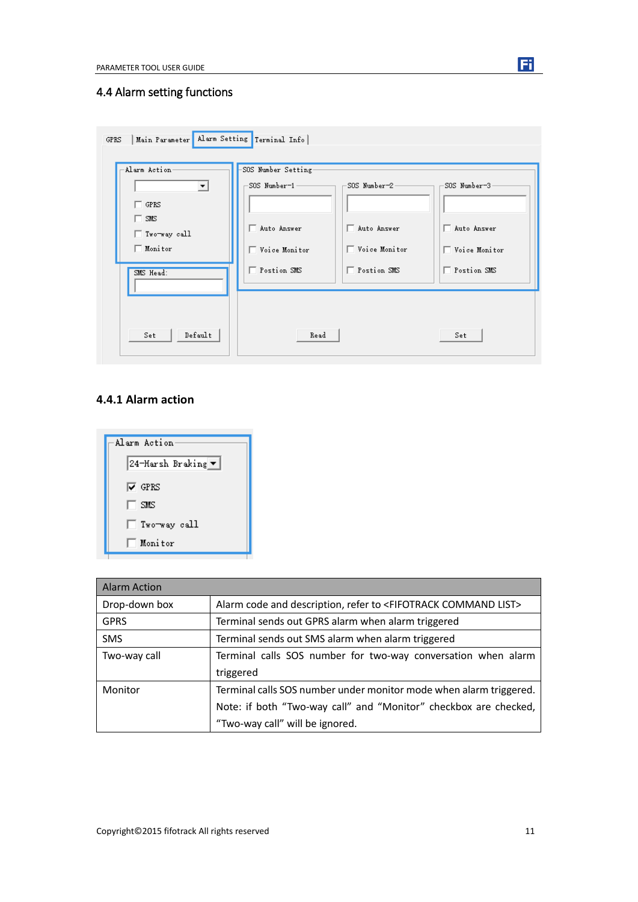## 4.4 Alarm setting functions

### 4.4.1 Alarm action

| Alarm Action | |
|---|---|
| Drop-down box | Alarm code and description, refer to <FIFOTRACK COMMAND LIST> |
| GPRS | Terminal sends out GPRS alarm when alarm triggered |
| SMS | Terminal sends out SMS alarm when alarm triggered |
| Two-way call | Terminal calls SOS number for two-way conversation when alarm triggered |
| Monitor | Terminal calls SOS number under monitor mode when alarm triggered. Note: if both “Two-way call” and “Monitor” checkbox are checked, “Two-way call” will be ignored. |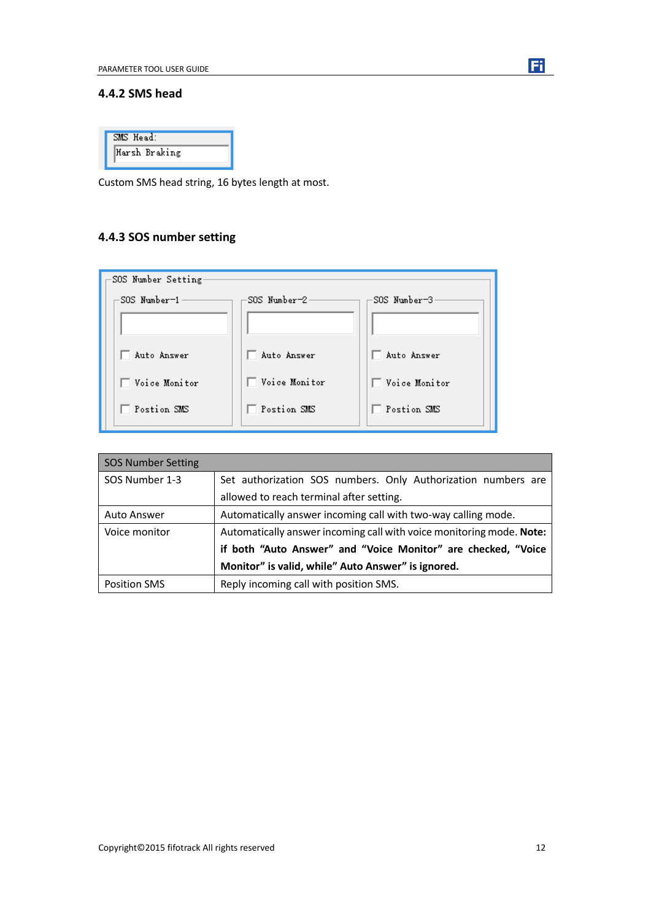### 4.4.2 SMS head

Custom SMS head string, 16 bytes length at most.

### 4.4.3 SOS number setting

| SOS Number Setting | |
|---|---|
| SOS Number 1-3 | Set authorization SOS numbers. Only Authorization numbers are allowed to reach terminal after setting. |
| Auto Answer | Automatically answer incoming call with two-way calling mode. |
| Voice monitor | Automatically answer incoming call with voice monitoring mode. **Note: if both "Auto Answer" and "Voice Monitor" are checked, "Voice Monitor" is valid, while" Auto Answer" is ignored.** |
| Position SMS | Reply incoming call with position SMS. |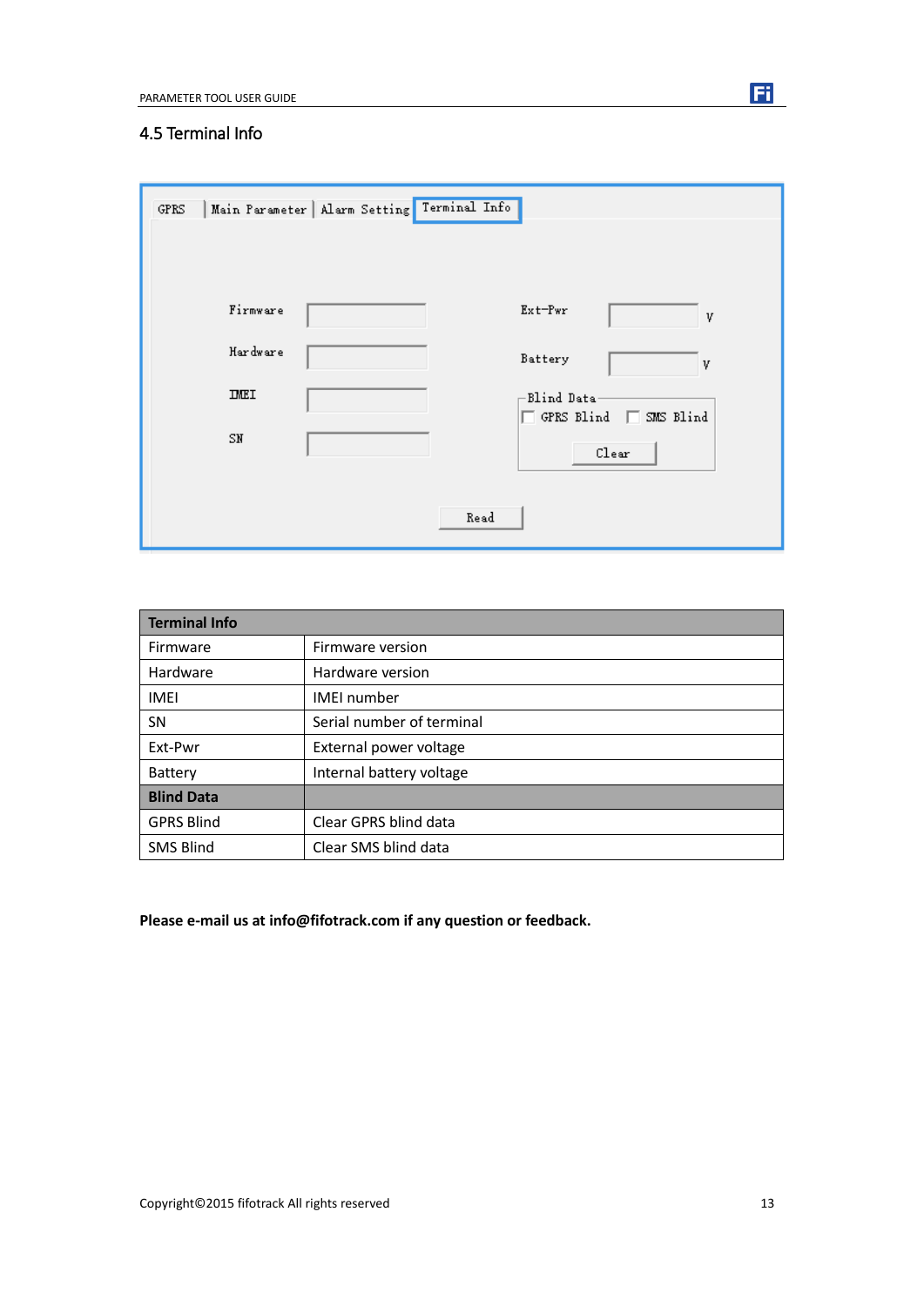## 4.5 Terminal Info

| Terminal Info | |
|---|---|
| Firmware | Firmware version |
| Hardware | Hardware version |
| IMEI | IMEI number |
| SN | Serial number of terminal |
| Ext-Pwr | External power voltage |
| Battery | Internal battery voltage |
| **Blind Data** | |
| GPRS Blind | Clear GPRS blind data |
| SMS Blind | Clear SMS blind data |

**Please e-mail us at info@fifotrack.com if any question or feedback.**

Copyright©2015 fifotrack All rights reserved